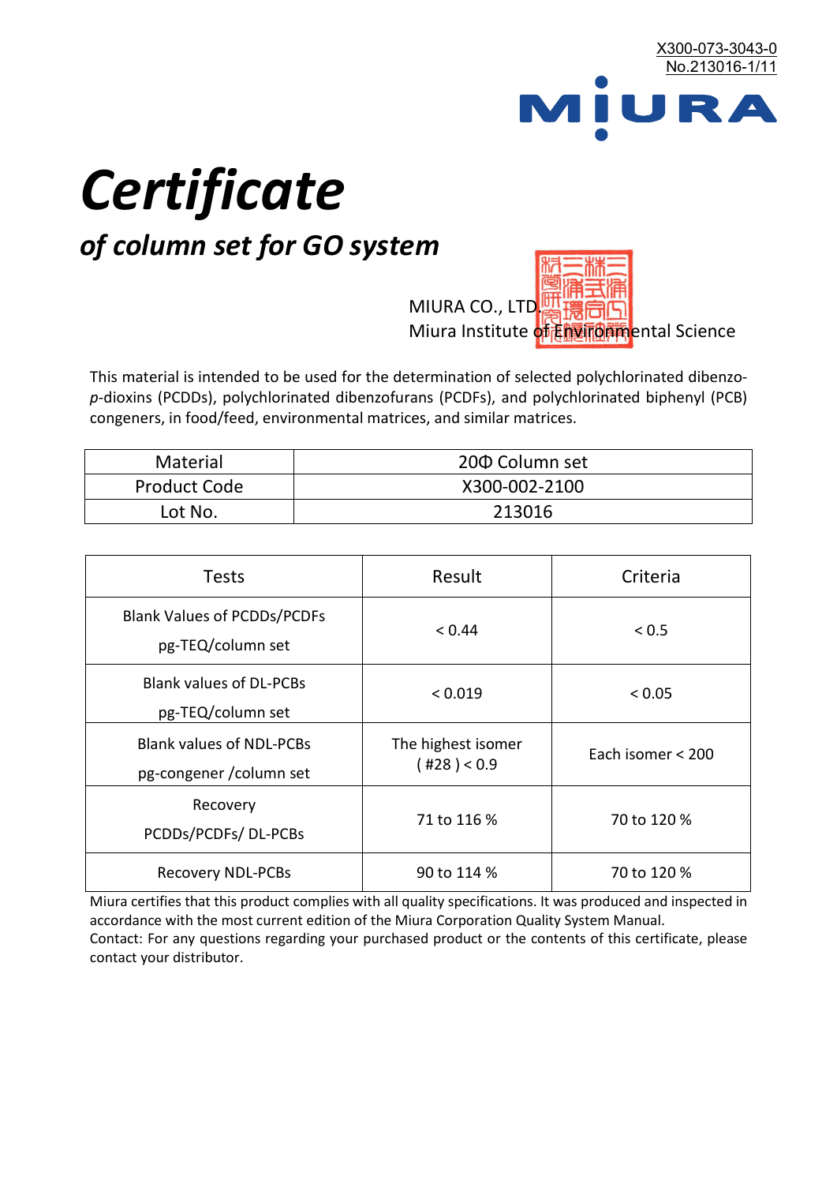X300-073-3043-0
No.213016-1/11

MIURA

# Certificate

## *of column set for GO system*

MIURA CO., LTD.
Miura Institute of Environmental Science

This material is intended to be used for the determination of selected polychlorinated dibenzo-*p*-dioxins (PCDDs), polychlorinated dibenzofurans (PCDFs), and polychlorinated biphenyl (PCB) congeners, in food/feed, environmental matrices, and similar matrices.

| Material | 20Φ Column set |
|---|---|
| Product Code | X300-002-2100 |
| Lot No. | 213016 |

| Tests | Result | Criteria |
|---|---|---|
| Blank Values of PCDDs/PCDFs pg-TEQ/column set | < 0.44 | < 0.5 |
| Blank values of DL-PCBs pg-TEQ/column set | < 0.019 | < 0.05 |
| Blank values of NDL-PCBs pg-congener /column set | The highest isomer ( #28 ) < 0.9 | Each isomer < 200 |
| Recovery PCDDs/PCDFs/ DL-PCBs | 71 to 116 % | 70 to 120 % |
| Recovery NDL-PCBs | 90 to 114 % | 70 to 120 % |

Miura certifies that this product complies with all quality specifications. It was produced and inspected in accordance with the most current edition of the Miura Corporation Quality System Manual.
Contact: For any questions regarding your purchased product or the contents of this certificate, please contact your distributor.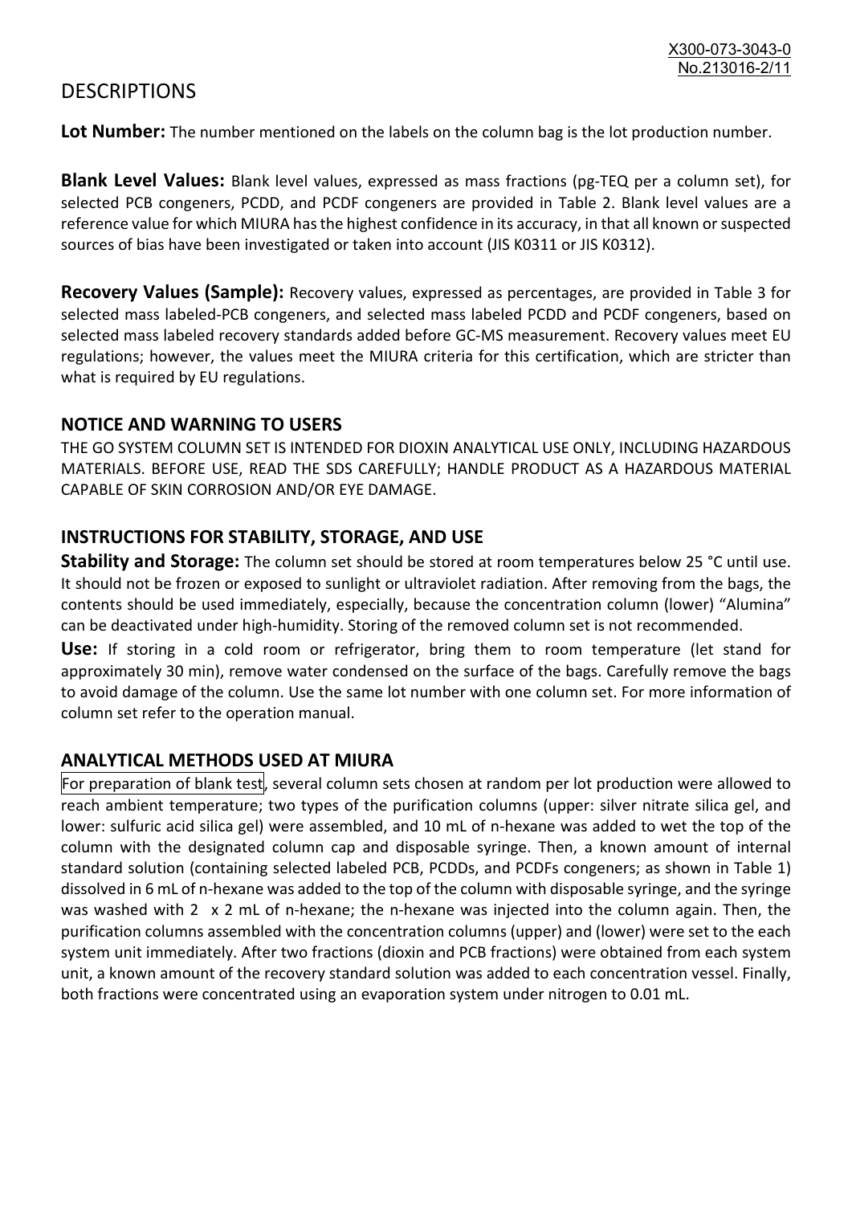# DESCRIPTIONS

**Lot Number:** The number mentioned on the labels on the column bag is the lot production number.

**Blank Level Values:** Blank level values, expressed as mass fractions (pg-TEQ per a column set), for selected PCB congeners, PCDD, and PCDF congeners are provided in Table 2. Blank level values are a reference value for which MIURA has the highest confidence in its accuracy, in that all known or suspected sources of bias have been investigated or taken into account (JIS K0311 or JIS K0312).

**Recovery Values (Sample):** Recovery values, expressed as percentages, are provided in Table 3 for selected mass labeled-PCB congeners, and selected mass labeled PCDD and PCDF congeners, based on selected mass labeled recovery standards added before GC-MS measurement. Recovery values meet EU regulations; however, the values meet the MIURA criteria for this certification, which are stricter than what is required by EU regulations.

## NOTICE AND WARNING TO USERS

THE GO SYSTEM COLUMN SET IS INTENDED FOR DIOXIN ANALYTICAL USE ONLY, INCLUDING HAZARDOUS MATERIALS. BEFORE USE, READ THE SDS CAREFULLY; HANDLE PRODUCT AS A HAZARDOUS MATERIAL CAPABLE OF SKIN CORROSION AND/OR EYE DAMAGE.

## INSTRUCTIONS FOR STABILITY, STORAGE, AND USE

**Stability and Storage:** The column set should be stored at room temperatures below 25 °C until use. It should not be frozen or exposed to sunlight or ultraviolet radiation. After removing from the bags, the contents should be used immediately, especially, because the concentration column (lower) "Alumina" can be deactivated under high-humidity. Storing of the removed column set is not recommended.

**Use:** If storing in a cold room or refrigerator, bring them to room temperature (let stand for approximately 30 min), remove water condensed on the surface of the bags. Carefully remove the bags to avoid damage of the column. Use the same lot number with one column set. For more information of column set refer to the operation manual.

## ANALYTICAL METHODS USED AT MIURA

For preparation of blank test, several column sets chosen at random per lot production were allowed to reach ambient temperature; two types of the purification columns (upper: silver nitrate silica gel, and lower: sulfuric acid silica gel) were assembled, and 10 mL of n-hexane was added to wet the top of the column with the designated column cap and disposable syringe. Then, a known amount of internal standard solution (containing selected labeled PCB, PCDDs, and PCDFs congeners; as shown in Table 1) dissolved in 6 mL of n-hexane was added to the top of the column with disposable syringe, and the syringe was washed with 2 x 2 mL of n-hexane; the n-hexane was injected into the column again. Then, the purification columns assembled with the concentration columns (upper) and (lower) were set to the each system unit immediately. After two fractions (dioxin and PCB fractions) were obtained from each system unit, a known amount of the recovery standard solution was added to each concentration vessel. Finally, both fractions were concentrated using an evaporation system under nitrogen to 0.01 mL.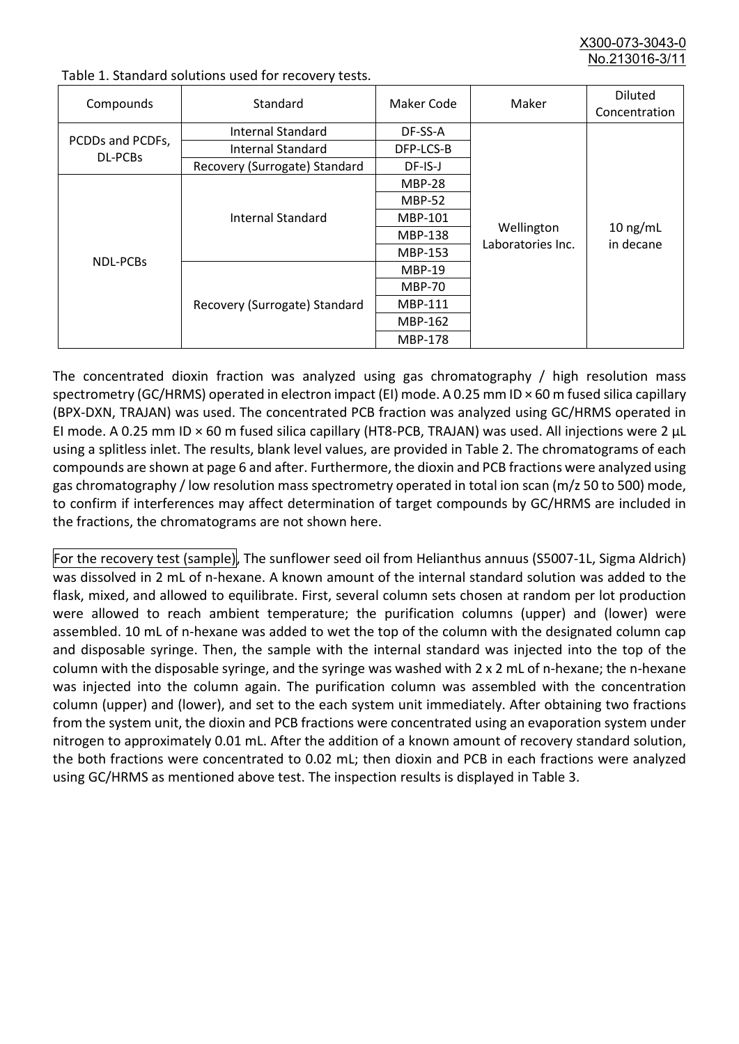Table 1. Standard solutions used for recovery tests.

| Compounds | Standard | Maker Code | Maker | Diluted Concentration |
|---|---|---|---|---|
| PCDDs and PCDFs, DL-PCBs | Internal Standard | DF-SS-A | Wellington Laboratories Inc. | 10 ng/mL in decane |
| | Internal Standard | DFP-LCS-B | | |
| | Recovery (Surrogate) Standard | DF-IS-J | | |
| NDL-PCBs | Internal Standard | MBP-28 | | |
| | | MBP-52 | | |
| | | MBP-101 | | |
| | | MBP-138 | | |
| | | MBP-153 | | |
| | Recovery (Surrogate) Standard | MBP-19 | | |
| | | MBP-70 | | |
| | | MBP-111 | | |
| | | MBP-162 | | |
| | | MBP-178 | | |

The concentrated dioxin fraction was analyzed using gas chromatography / high resolution mass spectrometry (GC/HRMS) operated in electron impact (EI) mode. A 0.25 mm ID × 60 m fused silica capillary (BPX-DXN, TRAJAN) was used. The concentrated PCB fraction was analyzed using GC/HRMS operated in EI mode. A 0.25 mm ID × 60 m fused silica capillary (HT8-PCB, TRAJAN) was used. All injections were 2 μL using a splitless inlet. The results, blank level values, are provided in Table 2. The chromatograms of each compounds are shown at page 6 and after. Furthermore, the dioxin and PCB fractions were analyzed using gas chromatography / low resolution mass spectrometry operated in total ion scan (m/z 50 to 500) mode, to confirm if interferences may affect determination of target compounds by GC/HRMS are included in the fractions, the chromatograms are not shown here.

For the recovery test (sample), The sunflower seed oil from Helianthus annuus (S5007-1L, Sigma Aldrich) was dissolved in 2 mL of n-hexane. A known amount of the internal standard solution was added to the flask, mixed, and allowed to equilibrate. First, several column sets chosen at random per lot production were allowed to reach ambient temperature; the purification columns (upper) and (lower) were assembled. 10 mL of n-hexane was added to wet the top of the column with the designated column cap and disposable syringe. Then, the sample with the internal standard was injected into the top of the column with the disposable syringe, and the syringe was washed with 2 x 2 mL of n-hexane; the n-hexane was injected into the column again. The purification column was assembled with the concentration column (upper) and (lower), and set to the each system unit immediately. After obtaining two fractions from the system unit, the dioxin and PCB fractions were concentrated using an evaporation system under nitrogen to approximately 0.01 mL. After the addition of a known amount of recovery standard solution, the both fractions were concentrated to 0.02 mL; then dioxin and PCB in each fractions were analyzed using GC/HRMS as mentioned above test. The inspection results is displayed in Table 3.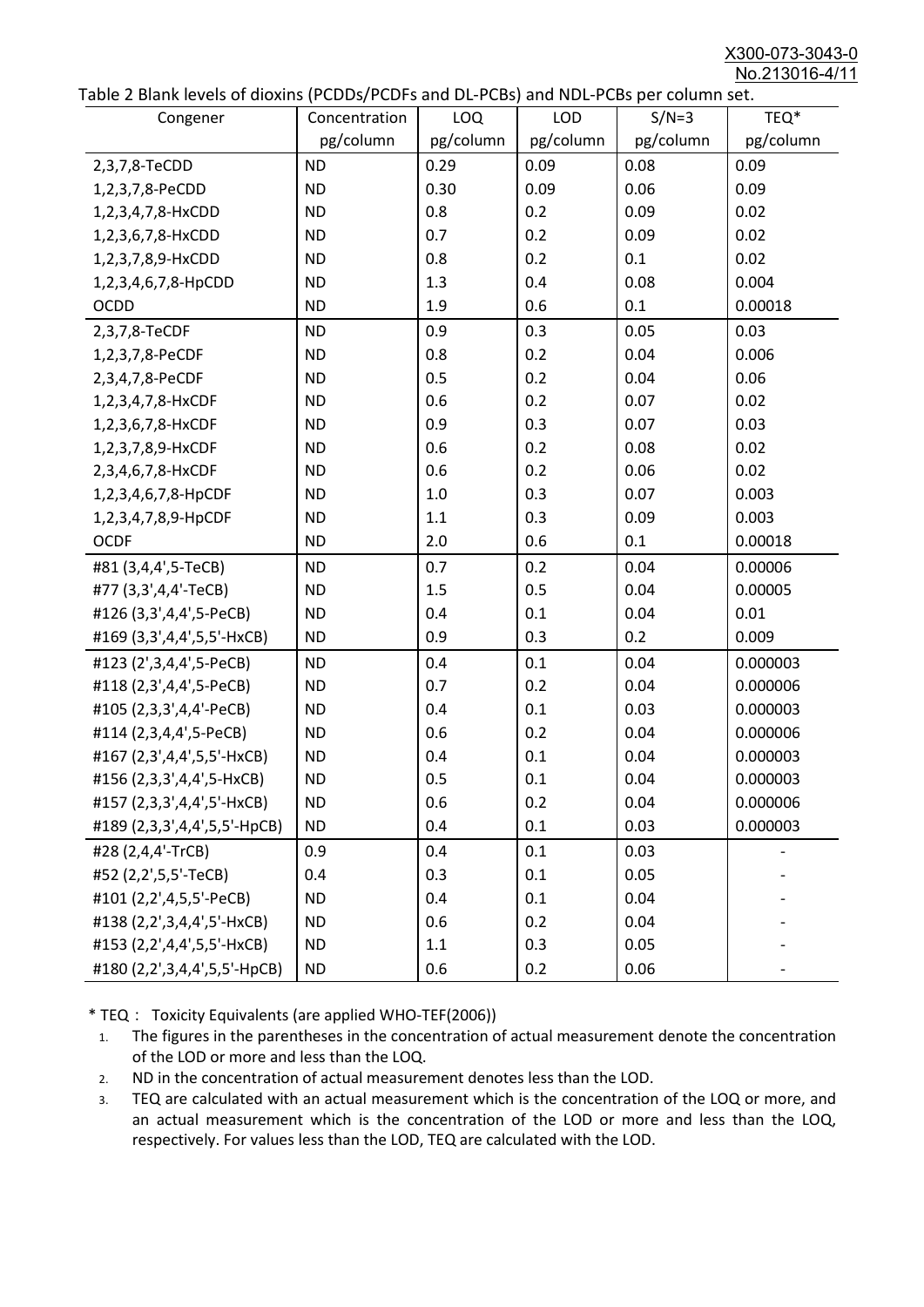Table 2 Blank levels of dioxins (PCDDs/PCDFs and DL-PCBs) and NDL-PCBs per column set.

| Congener | Concentration pg/column | LOQ pg/column | LOD pg/column | S/N=3 pg/column | TEQ* pg/column |
|---|---|---|---|---|---|
| 2,3,7,8-TeCDD | ND | 0.29 | 0.09 | 0.08 | 0.09 |
| 1,2,3,7,8-PeCDD | ND | 0.30 | 0.09 | 0.06 | 0.09 |
| 1,2,3,4,7,8-HxCDD | ND | 0.8 | 0.2 | 0.09 | 0.02 |
| 1,2,3,6,7,8-HxCDD | ND | 0.7 | 0.2 | 0.09 | 0.02 |
| 1,2,3,7,8,9-HxCDD | ND | 0.8 | 0.2 | 0.1 | 0.02 |
| 1,2,3,4,6,7,8-HpCDD | ND | 1.3 | 0.4 | 0.08 | 0.004 |
| OCDD | ND | 1.9 | 0.6 | 0.1 | 0.00018 |
| 2,3,7,8-TeCDF | ND | 0.9 | 0.3 | 0.05 | 0.03 |
| 1,2,3,7,8-PeCDF | ND | 0.8 | 0.2 | 0.04 | 0.006 |
| 2,3,4,7,8-PeCDF | ND | 0.5 | 0.2 | 0.04 | 0.06 |
| 1,2,3,4,7,8-HxCDF | ND | 0.6 | 0.2 | 0.07 | 0.02 |
| 1,2,3,6,7,8-HxCDF | ND | 0.9 | 0.3 | 0.07 | 0.03 |
| 1,2,3,7,8,9-HxCDF | ND | 0.6 | 0.2 | 0.08 | 0.02 |
| 2,3,4,6,7,8-HxCDF | ND | 0.6 | 0.2 | 0.06 | 0.02 |
| 1,2,3,4,6,7,8-HpCDF | ND | 1.0 | 0.3 | 0.07 | 0.003 |
| 1,2,3,4,7,8,9-HpCDF | ND | 1.1 | 0.3 | 0.09 | 0.003 |
| OCDF | ND | 2.0 | 0.6 | 0.1 | 0.00018 |
| #81 (3,4,4',5-TeCB) | ND | 0.7 | 0.2 | 0.04 | 0.00006 |
| #77 (3,3',4,4'-TeCB) | ND | 1.5 | 0.5 | 0.04 | 0.00005 |
| #126 (3,3',4,4',5-PeCB) | ND | 0.4 | 0.1 | 0.04 | 0.01 |
| #169 (3,3',4,4',5,5'-HxCB) | ND | 0.9 | 0.3 | 0.2 | 0.009 |
| #123 (2',3,4,4',5-PeCB) | ND | 0.4 | 0.1 | 0.04 | 0.000003 |
| #118 (2,3',4,4',5-PeCB) | ND | 0.7 | 0.2 | 0.04 | 0.000006 |
| #105 (2,3,3',4,4'-PeCB) | ND | 0.4 | 0.1 | 0.03 | 0.000003 |
| #114 (2,3,4,4',5-PeCB) | ND | 0.6 | 0.2 | 0.04 | 0.000006 |
| #167 (2,3',4,4',5,5'-HxCB) | ND | 0.4 | 0.1 | 0.04 | 0.000003 |
| #156 (2,3,3',4,4',5-HxCB) | ND | 0.5 | 0.1 | 0.04 | 0.000003 |
| #157 (2,3,3',4,4',5'-HxCB) | ND | 0.6 | 0.2 | 0.04 | 0.000006 |
| #189 (2,3,3',4,4',5,5'-HpCB) | ND | 0.4 | 0.1 | 0.03 | 0.000003 |
| #28 (2,4,4'-TrCB) | 0.9 | 0.4 | 0.1 | 0.03 | - |
| #52 (2,2',5,5'-TeCB) | 0.4 | 0.3 | 0.1 | 0.05 | - |
| #101 (2,2',4,5,5'-PeCB) | ND | 0.4 | 0.1 | 0.04 | - |
| #138 (2,2',3,4,4',5'-HxCB) | ND | 0.6 | 0.2 | 0.04 | - |
| #153 (2,2',4,4',5,5'-HxCB) | ND | 1.1 | 0.3 | 0.05 | - |
| #180 (2,2',3,4,4',5,5'-HpCB) | ND | 0.6 | 0.2 | 0.06 | - |

* TEQ： Toxicity Equivalents (are applied WHO-TEF(2006))

1. The figures in the parentheses in the concentration of actual measurement denote the concentration of the LOD or more and less than the LOQ.
2. ND in the concentration of actual measurement denotes less than the LOD.
3. TEQ are calculated with an actual measurement which is the concentration of the LOQ or more, and an actual measurement which is the concentration of the LOD or more and less than the LOQ, respectively. For values less than the LOD, TEQ are calculated with the LOD.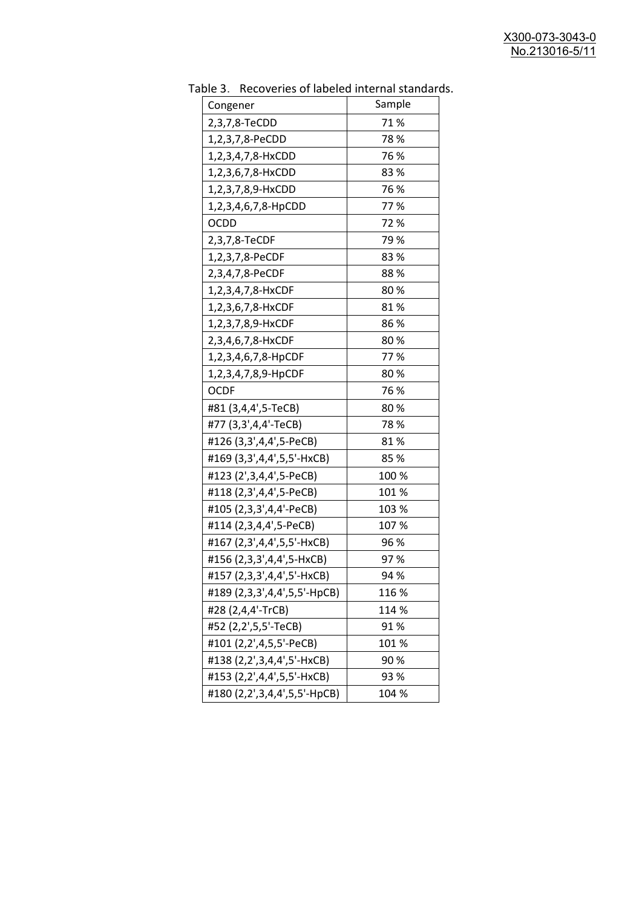Table 3. Recoveries of labeled internal standards.

| Congener | Sample |
|---|---|
| 2,3,7,8-TeCDD | 71 % |
| 1,2,3,7,8-PeCDD | 78 % |
| 1,2,3,4,7,8-HxCDD | 76 % |
| 1,2,3,6,7,8-HxCDD | 83 % |
| 1,2,3,7,8,9-HxCDD | 76 % |
| 1,2,3,4,6,7,8-HpCDD | 77 % |
| OCDD | 72 % |
| 2,3,7,8-TeCDF | 79 % |
| 1,2,3,7,8-PeCDF | 83 % |
| 2,3,4,7,8-PeCDF | 88 % |
| 1,2,3,4,7,8-HxCDF | 80 % |
| 1,2,3,6,7,8-HxCDF | 81 % |
| 1,2,3,7,8,9-HxCDF | 86 % |
| 2,3,4,6,7,8-HxCDF | 80 % |
| 1,2,3,4,6,7,8-HpCDF | 77 % |
| 1,2,3,4,7,8,9-HpCDF | 80 % |
| OCDF | 76 % |
| #81 (3,4,4',5-TeCB) | 80 % |
| #77 (3,3',4,4'-TeCB) | 78 % |
| #126 (3,3',4,4',5-PeCB) | 81 % |
| #169 (3,3',4,4',5,5'-HxCB) | 85 % |
| #123 (2',3,4,4',5-PeCB) | 100 % |
| #118 (2,3',4,4',5-PeCB) | 101 % |
| #105 (2,3,3',4,4'-PeCB) | 103 % |
| #114 (2,3,4,4',5-PeCB) | 107 % |
| #167 (2,3',4,4',5,5'-HxCB) | 96 % |
| #156 (2,3,3',4,4',5-HxCB) | 97 % |
| #157 (2,3,3',4,4',5'-HxCB) | 94 % |
| #189 (2,3,3',4,4',5,5'-HpCB) | 116 % |
| #28 (2,4,4'-TrCB) | 114 % |
| #52 (2,2',5,5'-TeCB) | 91 % |
| #101 (2,2',4,5,5'-PeCB) | 101 % |
| #138 (2,2',3,4,4',5'-HxCB) | 90 % |
| #153 (2,2',4,4',5,5'-HxCB) | 93 % |
| #180 (2,2',3,4,4',5,5'-HpCB) | 104 % |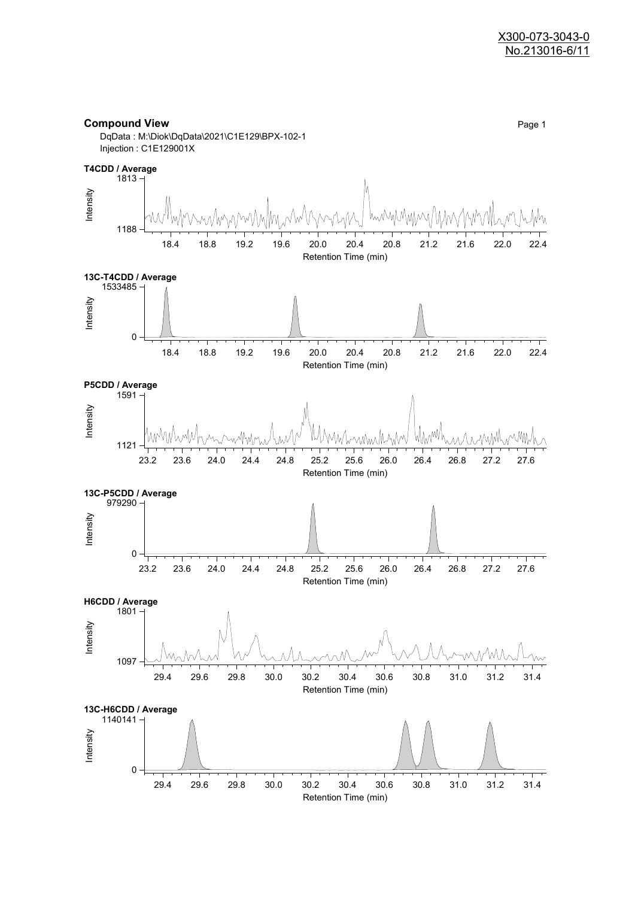## Compound View

DqData : M:\Diok\DqData\2021\C1E129\BPX-102-1
Injection : C1E129001X

**T4CDD / Average**

Intensity: 1188 – 1813
Retention Time (min): 18.4, 18.8, 19.2, 19.6, 20.0, 20.4, 20.8, 21.2, 21.6, 22.0, 22.4

**13C-T4CDD / Average**

Intensity: 0 – 1533485
Retention Time (min): 18.4, 18.8, 19.2, 19.6, 20.0, 20.4, 20.8, 21.2, 21.6, 22.0, 22.4

**P5CDD / Average**

Intensity: 1121 – 1591
Retention Time (min): 23.2, 23.6, 24.0, 24.4, 24.8, 25.2, 25.6, 26.0, 26.4, 26.8, 27.2, 27.6

**13C-P5CDD / Average**

Intensity: 0 – 979290
Retention Time (min): 23.2, 23.6, 24.0, 24.4, 24.8, 25.2, 25.6, 26.0, 26.4, 26.8, 27.2, 27.6

**H6CDD / Average**

Intensity: 1097 – 1801
Retention Time (min): 29.4, 29.6, 29.8, 30.0, 30.2, 30.4, 30.6, 30.8, 31.0, 31.2, 31.4

**13C-H6CDD / Average**

Intensity: 0 – 1140141
Retention Time (min): 29.4, 29.6, 29.8, 30.0, 30.2, 30.4, 30.6, 30.8, 31.0, 31.2, 31.4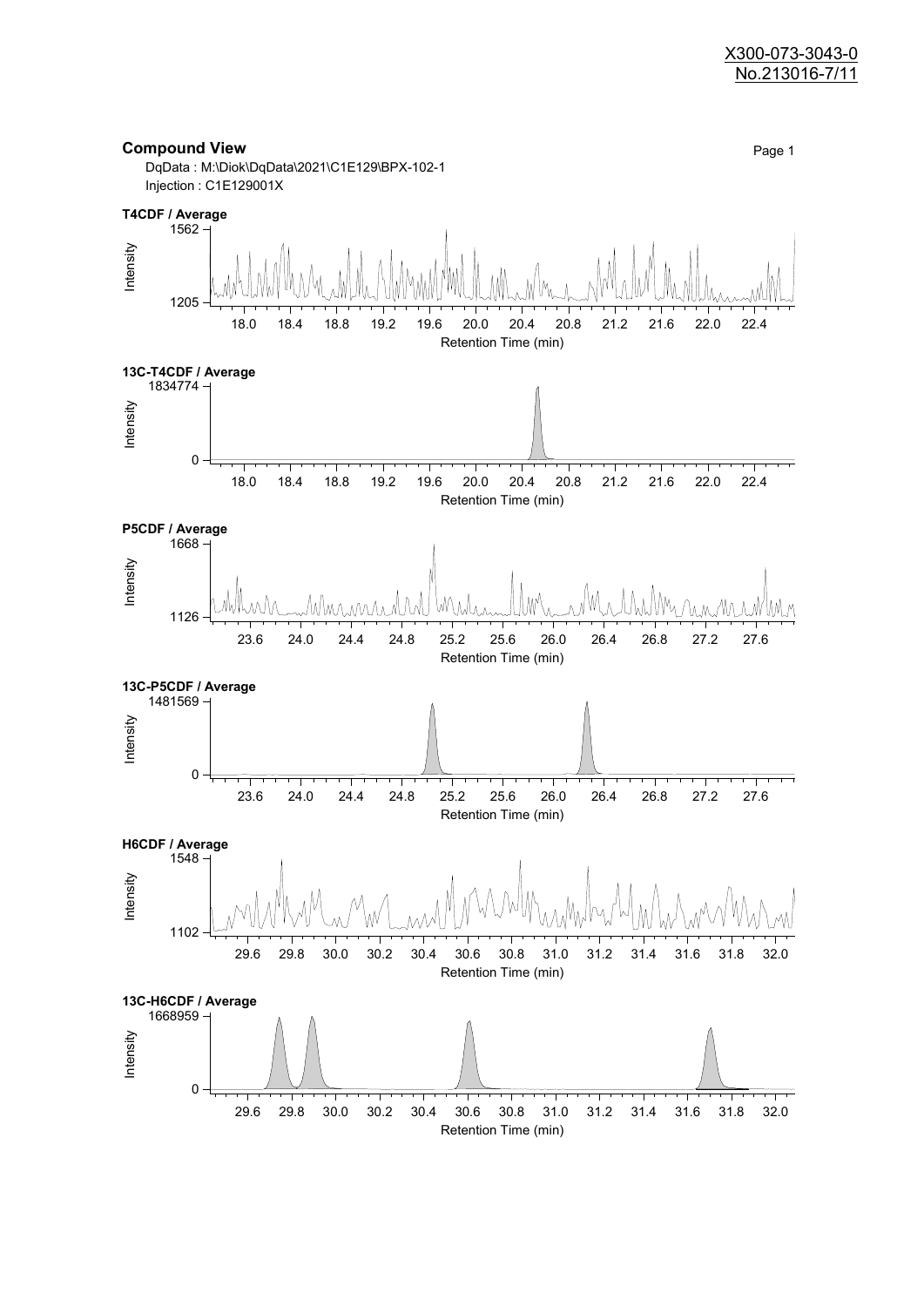X300-073-3043-0
No.213016-7/11

## Compound View

DqData : M:\Diok\DqData\2021\C1E129\BPX-102-1
Injection : C1E129001X

**T4CDF / Average**

Intensity: 1205 – 1562
Retention Time (min): 18.0, 18.4, 18.8, 19.2, 19.6, 20.0, 20.4, 20.8, 21.2, 21.6, 22.0, 22.4

**13C-T4CDF / Average**

Intensity: 0 – 1834774
Retention Time (min): 18.0, 18.4, 18.8, 19.2, 19.6, 20.0, 20.4, 20.8, 21.2, 21.6, 22.0, 22.4

**P5CDF / Average**

Intensity: 1126 – 1668
Retention Time (min): 23.6, 24.0, 24.4, 24.8, 25.2, 25.6, 26.0, 26.4, 26.8, 27.2, 27.6

**13C-P5CDF / Average**

Intensity: 0 – 1481569
Retention Time (min): 23.6, 24.0, 24.4, 24.8, 25.2, 25.6, 26.0, 26.4, 26.8, 27.2, 27.6

**H6CDF / Average**

Intensity: 1102 – 1548
Retention Time (min): 29.6, 29.8, 30.0, 30.2, 30.4, 30.6, 30.8, 31.0, 31.2, 31.4, 31.6, 31.8, 32.0

**13C-H6CDF / Average**

Intensity: 0 – 1668959
Retention Time (min): 29.6, 29.8, 30.0, 30.2, 30.4, 30.6, 30.8, 31.0, 31.2, 31.4, 31.6, 31.8, 32.0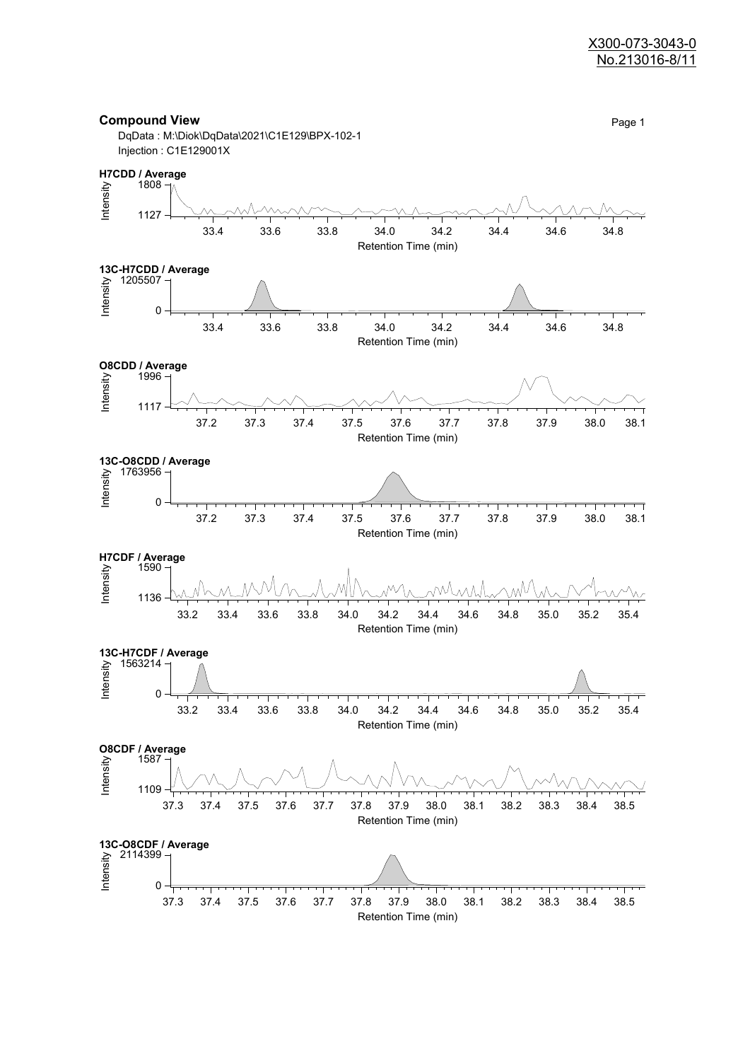X300-073-3043-0
No.213016-8/11

## Compound View

DqData : M:\Diok\DqData\2021\C1E129\BPX-102-1
Injection : C1E129001X

**H7CDD / Average**

Intensity: 1127 – 1808
Retention Time (min): 33.4, 33.6, 33.8, 34.0, 34.2, 34.4, 34.6, 34.8

**13C-H7CDD / Average**

Intensity: 0 – 1205507
Retention Time (min): 33.4, 33.6, 33.8, 34.0, 34.2, 34.4, 34.6, 34.8

**O8CDD / Average**

Intensity: 1117 – 1996
Retention Time (min): 37.2, 37.3, 37.4, 37.5, 37.6, 37.7, 37.8, 37.9, 38.0, 38.1

**13C-O8CDD / Average**

Intensity: 0 – 1763956
Retention Time (min): 37.2, 37.3, 37.4, 37.5, 37.6, 37.7, 37.8, 37.9, 38.0, 38.1

**H7CDF / Average**

Intensity: 1136 – 1590
Retention Time (min): 33.2, 33.4, 33.6, 33.8, 34.0, 34.2, 34.4, 34.6, 34.8, 35.0, 35.2, 35.4

**13C-H7CDF / Average**

Intensity: 0 – 1563214
Retention Time (min): 33.2, 33.4, 33.6, 33.8, 34.0, 34.2, 34.4, 34.6, 34.8, 35.0, 35.2, 35.4

**O8CDF / Average**

Intensity: 1109 – 1587
Retention Time (min): 37.3, 37.4, 37.5, 37.6, 37.7, 37.8, 37.9, 38.0, 38.1, 38.2, 38.3, 38.4, 38.5

**13C-O8CDF / Average**

Intensity: 0 – 2114399
Retention Time (min): 37.3, 37.4, 37.5, 37.6, 37.7, 37.8, 37.9, 38.0, 38.1, 38.2, 38.3, 38.4, 38.5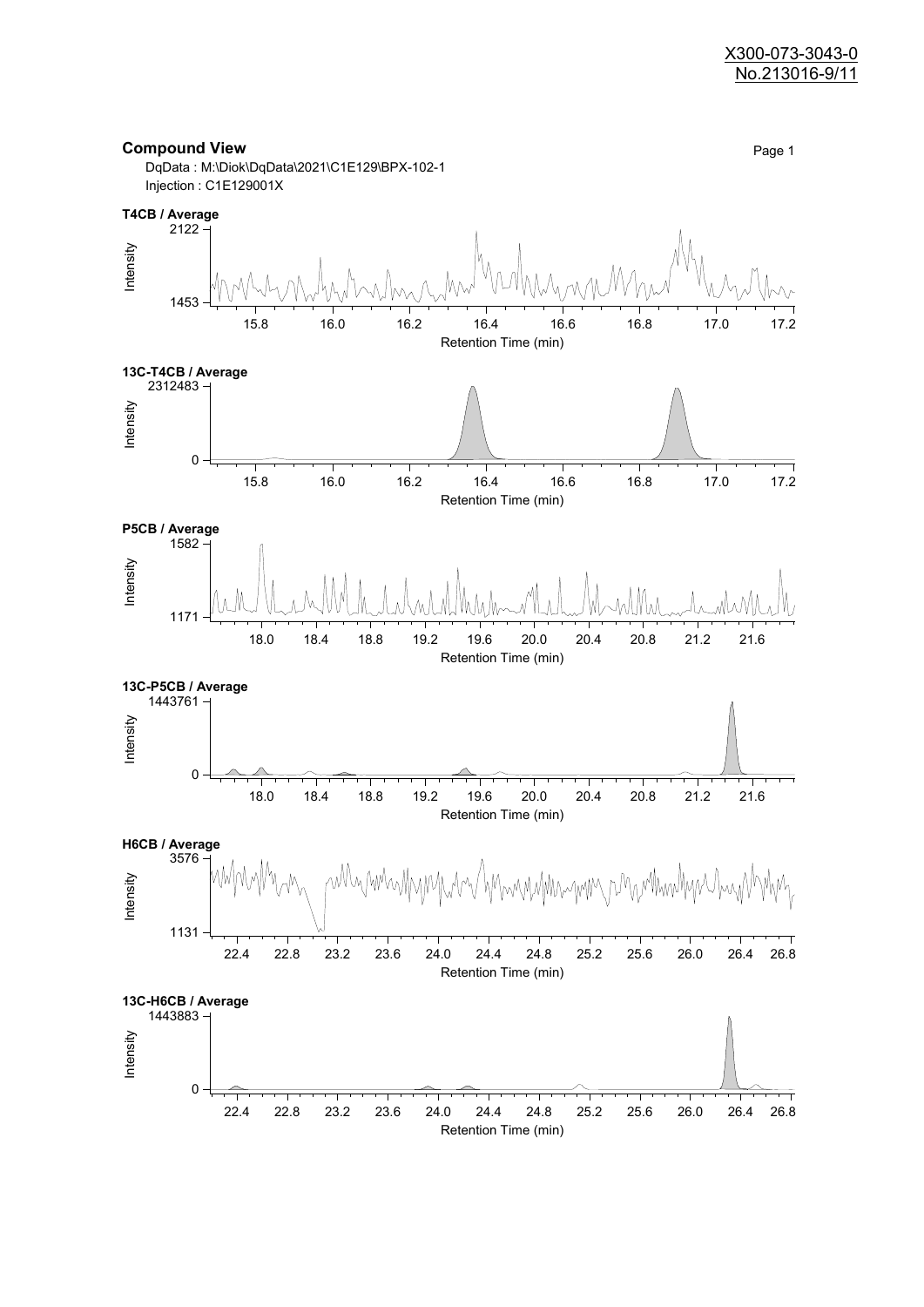## Compound View

DqData : M:\Diok\DqData\2021\C1E129\BPX-102-1
Injection : C1E129001X

**T4CB / Average**

Intensity (1453 – 2122) vs. Retention Time (min) (15.8 – 17.2)

**13C-T4CB / Average**

Intensity (0 – 2312483) vs. Retention Time (min) (15.8 – 17.2)

**P5CB / Average**

Intensity (1171 – 1582) vs. Retention Time (min) (18.0 – 21.6)

**13C-P5CB / Average**

Intensity (0 – 1443761) vs. Retention Time (min) (18.0 – 21.6)

**H6CB / Average**

Intensity (1131 – 3576) vs. Retention Time (min) (22.4 – 26.8)

**13C-H6CB / Average**

Intensity (0 – 1443883) vs. Retention Time (min) (22.4 – 26.8)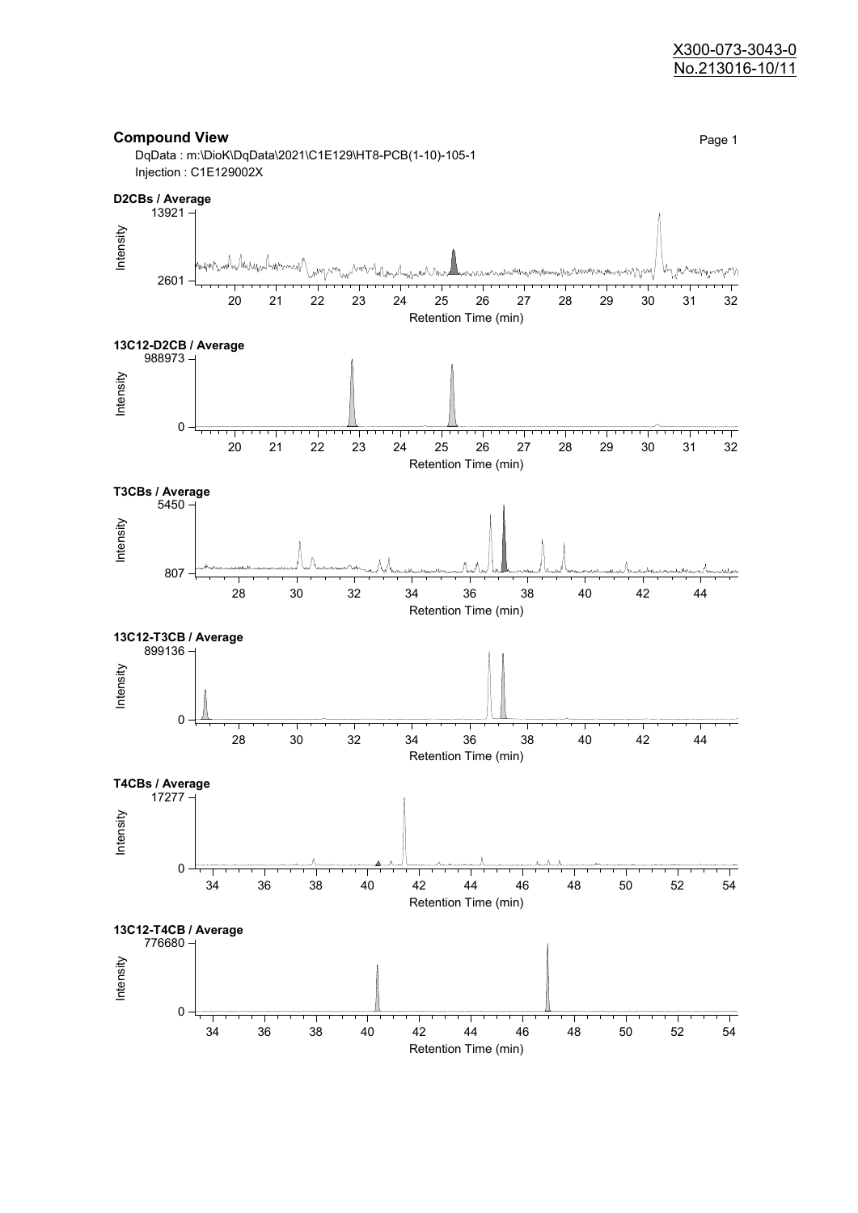X300-073-3043-0
No.213016-10/11

## Compound View

DqData : m:\DioK\DqData\2021\C1E129\HT8-PCB(1-10)-105-1
Injection : C1E129002X

**D2CBs / Average**

Intensity: 2601 – 13921
Retention Time (min): 20 21 22 23 24 25 26 27 28 29 30 31 32

**13C12-D2CB / Average**

Intensity: 0 – 988973
Retention Time (min): 20 21 22 23 24 25 26 27 28 29 30 31 32

**T3CBs / Average**

Intensity: 807 – 5450
Retention Time (min): 28 30 32 34 36 38 40 42 44

**13C12-T3CB / Average**

Intensity: 0 – 899136
Retention Time (min): 28 30 32 34 36 38 40 42 44

**T4CBs / Average**

Intensity: 0 – 17277
Retention Time (min): 34 36 38 40 42 44 46 48 50 52 54

**13C12-T4CB / Average**

Intensity: 0 – 776680
Retention Time (min): 34 36 38 40 42 44 46 48 50 52 54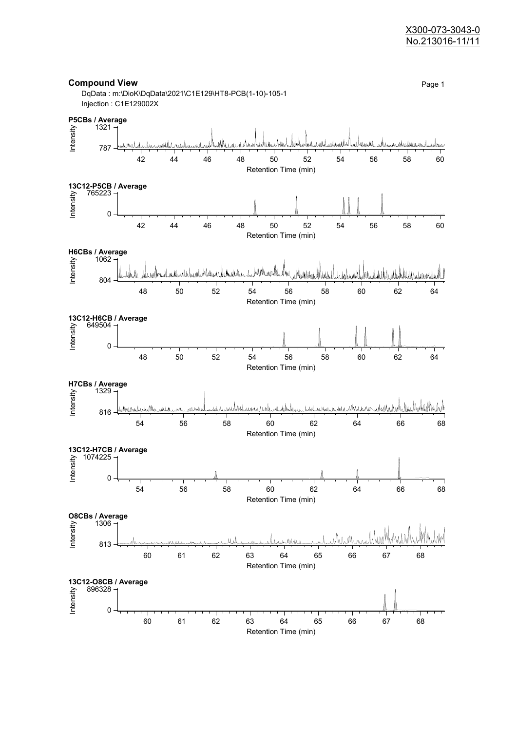X300-073-3043-0
No.213016-11/11

## Compound View

Page 1

DqData : m:\DioK\DqData\2021\C1E129\HT8-PCB(1-10)-105-1
Injection : C1E129002X

**P5CBs / Average**

Intensity
1321
787
42 44 46 48 50 52 54 56 58 60
Retention Time (min)

**13C12-P5CB / Average**

Intensity
765223
0
42 44 46 48 50 52 54 56 58 60
Retention Time (min)

**H6CBs / Average**

Intensity
1062
804
48 50 52 54 56 58 60 62 64
Retention Time (min)

**13C12-H6CB / Average**

Intensity
649504
0
48 50 52 54 56 58 60 62 64
Retention Time (min)

**H7CBs / Average**

Intensity
1329
816
54 56 58 60 62 64 66 68
Retention Time (min)

**13C12-H7CB / Average**

Intensity
1074225
0
54 56 58 60 62 64 66 68
Retention Time (min)

**O8CBs / Average**

Intensity
1306
813
60 61 62 63 64 65 66 67 68
Retention Time (min)

**13C12-O8CB / Average**

Intensity
896328
0
60 61 62 63 64 65 66 67 68
Retention Time (min)